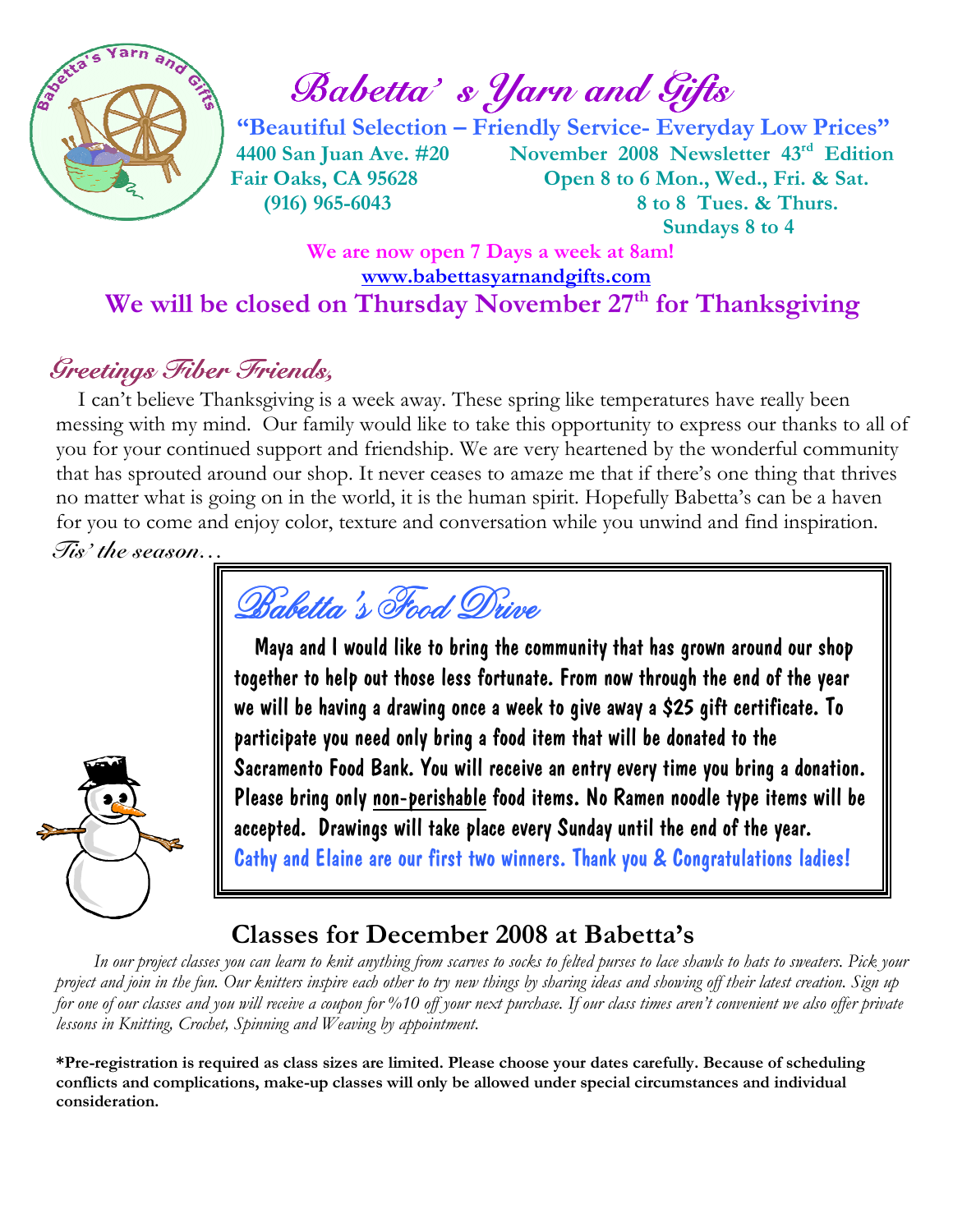# Babetta' s Yarn and Gifts

**"Beautiful Selection – Friendly Service- Everyday Low Prices"**

**4400 San Juan Ave. #20**
**Fair Oaks, CA 95628**
**(916) 965-6043**

**November 2008 Newsletter 43rd Edition**
**Open 8 to 6 Mon., Wed., Fri. & Sat.**
**8 to 8 Tues. & Thurs.**
**Sundays 8 to 4**

**We are now open 7 Days a week at 8am!**

**www.babettasyarnandgifts.com**

## We will be closed on Thursday November 27th for Thanksgiving

## *Greetings Fiber Friends,*

I can't believe Thanksgiving is a week away. These spring like temperatures have really been messing with my mind. Our family would like to take this opportunity to express our thanks to all of you for your continued support and friendship. We are very heartened by the wonderful community that has sprouted around our shop. It never ceases to amaze me that if there's one thing that thrives no matter what is going on in the world, it is the human spirit. Hopefully Babetta's can be a haven for you to come and enjoy color, texture and conversation while you unwind and find inspiration.

*Tis' the season…*

## *Babetta's Food Drive*

Maya and I would like to bring the community that has grown around our shop together to help out those less fortunate. From now through the end of the year we will be having a drawing once a week to give away a $25 gift certificate. To participate you need only bring a food item that will be donated to the Sacramento Food Bank. You will receive an entry every time you bring a donation. Please bring only non-perishable food items. No Ramen noodle type items will be accepted. Drawings will take place every Sunday until the end of the year.

Cathy and Elaine are our first two winners. Thank you & Congratulations ladies!

## Classes for December 2008 at Babetta's

*In our project classes you can learn to knit anything from scarves to socks to felted purses to lace shawls to hats to sweaters. Pick your project and join in the fun. Our knitters inspire each other to try new things by sharing ideas and showing off their latest creation. Sign up for one of our classes and you will receive a coupon for %10 off your next purchase. If our class times aren't convenient we also offer private lessons in Knitting, Crochet, Spinning and Weaving by appointment.*

**\*Pre-registration is required as class sizes are limited. Please choose your dates carefully. Because of scheduling conflicts and complications, make-up classes will only be allowed under special circumstances and individual consideration.**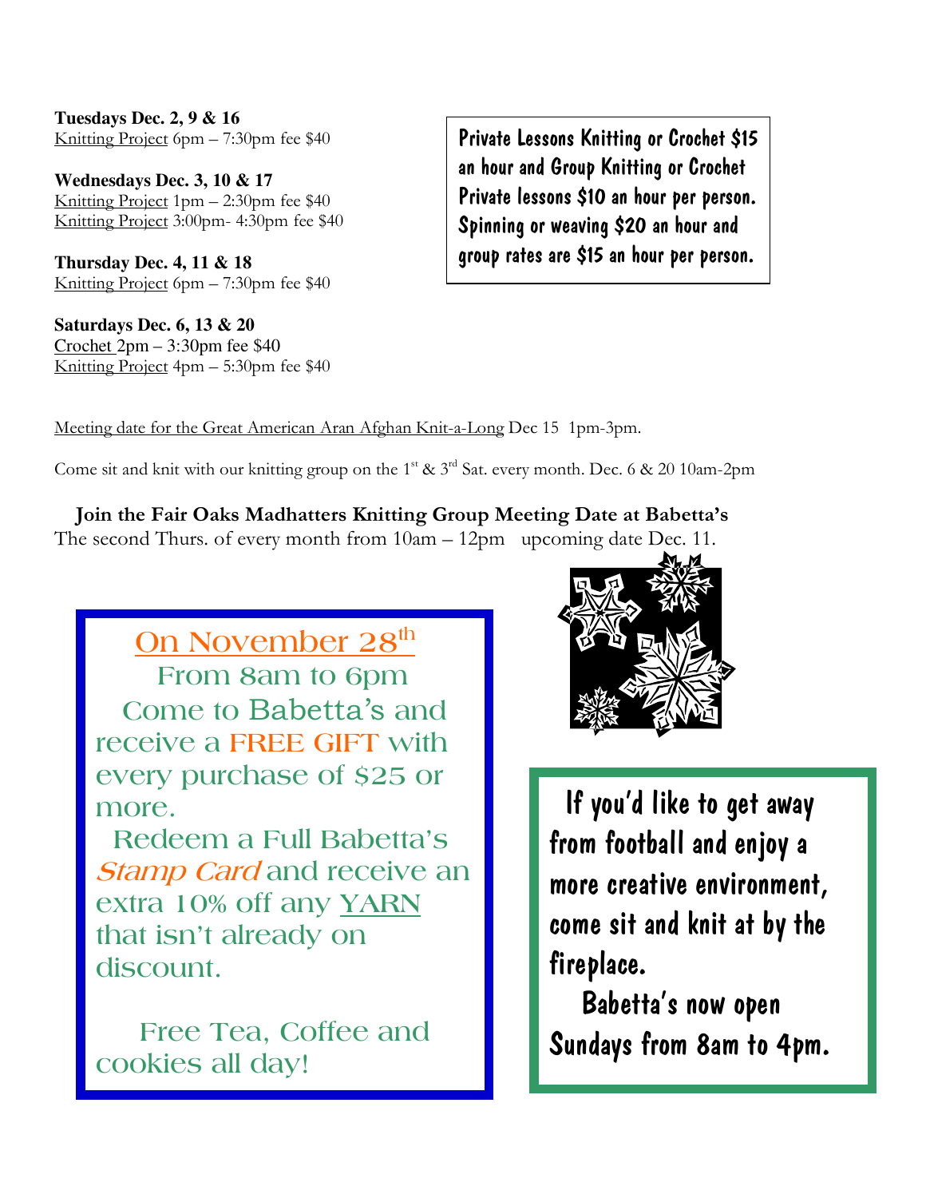**Tuesdays Dec. 2, 9 & 16**
Knitting Project 6pm – 7:30pm fee $40

**Wednesdays Dec. 3, 10 & 17**
Knitting Project 1pm – 2:30pm fee $40
Knitting Project 3:00pm- 4:30pm fee $40

**Thursday Dec. 4, 11 & 18**
Knitting Project 6pm – 7:30pm fee $40

**Saturdays Dec. 6, 13 & 20**
Crochet 2pm – 3:30pm fee $40
Knitting Project 4pm – 5:30pm fee $40

Private Lessons Knitting or Crochet $15 an hour and Group Knitting or Crochet Private lessons $10 an hour per person. Spinning or weaving $20 an hour and group rates are $15 an hour per person.

Meeting date for the Great American Aran Afghan Knit-a-Long Dec 15 1pm-3pm.

Come sit and knit with our knitting group on the 1st & 3rd Sat. every month. Dec. 6 & 20 10am-2pm

**Join the Fair Oaks Madhatters Knitting Group Meeting Date at Babetta's**
The second Thurs. of every month from 10am – 12pm upcoming date Dec. 11.

On November 28th
From 8am to 6pm
Come to Babetta's and receive a FREE GIFT with every purchase of $25 or more.
Redeem a Full Babetta's *Stamp Card* and receive an extra 10% off any YARN that isn't already on discount.

Free Tea, Coffee and cookies all day!

If you'd like to get away from football and enjoy a more creative environment, come sit and knit at by the fireplace.
Babetta's now open Sundays from 8am to 4pm.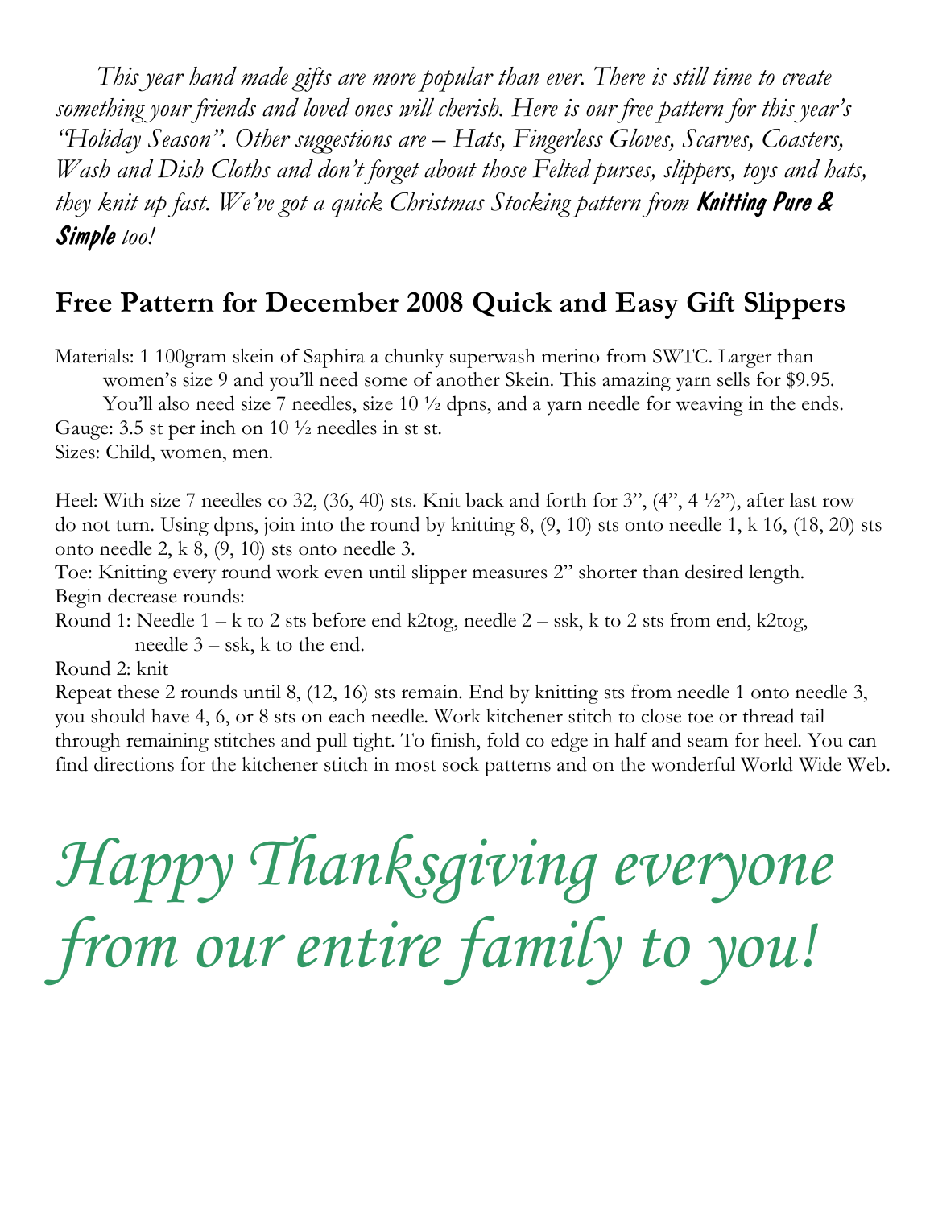*This year hand made gifts are more popular than ever. There is still time to create something your friends and loved ones will cherish. Here is our free pattern for this year's "Holiday Season". Other suggestions are – Hats, Fingerless Gloves, Scarves, Coasters, Wash and Dish Cloths and don't forget about those Felted purses, slippers, toys and hats, they knit up fast. We've got a quick Christmas Stocking pattern from* ***Knitting Pure & Simple*** *too!*

## Free Pattern for December 2008 Quick and Easy Gift Slippers

Materials: 1 100gram skein of Saphira a chunky superwash merino from SWTC. Larger than women's size 9 and you'll need some of another Skein. This amazing yarn sells for $9.95. You'll also need size 7 needles, size 10 ½ dpns, and a yarn needle for weaving in the ends.
Gauge: 3.5 st per inch on 10 ½ needles in st st.
Sizes: Child, women, men.

Heel: With size 7 needles co 32, (36, 40) sts. Knit back and forth for 3", (4", 4 ½"), after last row do not turn. Using dpns, join into the round by knitting 8, (9, 10) sts onto needle 1, k 16, (18, 20) sts onto needle 2, k 8, (9, 10) sts onto needle 3.
Toe: Knitting every round work even until slipper measures 2" shorter than desired length.
Begin decrease rounds:
Round 1: Needle 1 – k to 2 sts before end k2tog, needle 2 – ssk, k to 2 sts from end, k2tog, needle 3 – ssk, k to the end.
Round 2: knit
Repeat these 2 rounds until 8, (12, 16) sts remain. End by knitting sts from needle 1 onto needle 3, you should have 4, 6, or 8 sts on each needle. Work kitchener stitch to close toe or thread tail through remaining stitches and pull tight. To finish, fold co edge in half and seam for heel. You can find directions for the kitchener stitch in most sock patterns and on the wonderful World Wide Web.

*Happy Thanksgiving everyone from our entire family to you!*